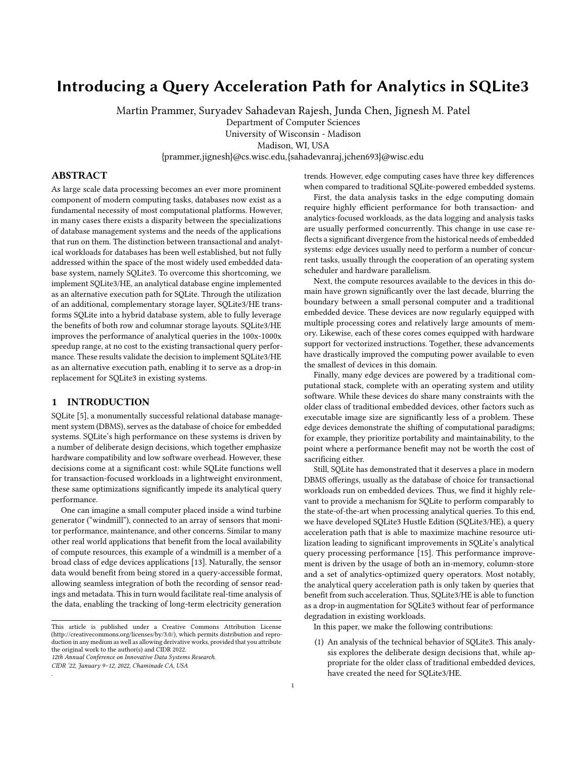# Introducing a Query Acceleration Path for Analytics in SQLite3

Martin Prammer, Suryadev Sahadevan Rajesh, Junda Chen, Jignesh M. Patel

Department of Computer Sciences
University of Wisconsin - Madison
Madison, WI, USA
{prammer,jignesh}@cs.wisc.edu,{sahadevanraj,jchen693}@wisc.edu

## ABSTRACT

As large scale data processing becomes an ever more prominent component of modern computing tasks, databases now exist as a fundamental necessity of most computational platforms. However, in many cases there exists a disparity between the specializations of database management systems and the needs of the applications that run on them. The distinction between transactional and analytical workloads for databases has been well established, but not fully addressed within the space of the most widely used embedded database system, namely SQLite3. To overcome this shortcoming, we implement SQLite3/HE, an analytical database engine implemented as an alternative execution path for SQLite. Through the utilization of an additional, complementary storage layer, SQLite3/HE transforms SQLite into a hybrid database system, able to fully leverage the benefits of both row and columnar storage layouts. SQLite3/HE improves the performance of analytical queries in the 100x-1000x speedup range, at no cost to the existing transactional query performance. These results validate the decision to implement SQLite3/HE as an alternative execution path, enabling it to serve as a drop-in replacement for SQLite3 in existing systems.

## 1 INTRODUCTION

SQLite [5], a monumentally successful relational database management system (DBMS), serves as the database of choice for embedded systems. SQLite's high performance on these systems is driven by a number of deliberate design decisions, which together emphasize hardware compatibility and low software overhead. However, these decisions come at a significant cost: while SQLite functions well for transaction-focused workloads in a lightweight environment, these same optimizations significantly impede its analytical query performance.

One can imagine a small computer placed inside a wind turbine generator ("windmill"), connected to an array of sensors that monitor performance, maintenance, and other concerns. Similar to many other real world applications that benefit from the local availability of compute resources, this example of a windmill is a member of a broad class of edge devices applications [13]. Naturally, the sensor data would benefit from being stored in a query-accessible format, allowing seamless integration of both the recording of sensor readings and metadata. This in turn would facilitate real-time analysis of the data, enabling the tracking of long-term electricity generation trends. However, edge computing cases have three key differences when compared to traditional SQLite-powered embedded systems.

First, the data analysis tasks in the edge computing domain require highly efficient performance for both transaction- and analytics-focused workloads, as the data logging and analysis tasks are usually performed concurrently. This change in use case reflects a significant divergence from the historical needs of embedded systems: edge devices usually need to perform a number of concurrent tasks, usually through the cooperation of an operating system scheduler and hardware parallelism.

Next, the compute resources available to the devices in this domain have grown significantly over the last decade, blurring the boundary between a small personal computer and a traditional embedded device. These devices are now regularly equipped with multiple processing cores and relatively large amounts of memory. Likewise, each of these cores comes equipped with hardware support for vectorized instructions. Together, these advancements have drastically improved the computing power available to even the smallest of devices in this domain.

Finally, many edge devices are powered by a traditional computational stack, complete with an operating system and utility software. While these devices do share many constraints with the older class of traditional embedded devices, other factors such as executable image size are significantly less of a problem. These edge devices demonstrate the shifting of computational paradigms; for example, they prioritize portability and maintainability, to the point where a performance benefit may not be worth the cost of sacrificing either.

Still, SQLite has demonstrated that it deserves a place in modern DBMS offerings, usually as the database of choice for transactional workloads run on embedded devices. Thus, we find it highly relevant to provide a mechanism for SQLite to perform comparably to the state-of-the-art when processing analytical queries. To this end, we have developed SQLite3 Hustle Edition (SQLite3/HE), a query acceleration path that is able to maximize machine resource utilization leading to significant improvements in SQLite's analytical query processing performance [15]. This performance improvement is driven by the usage of both an in-memory, column-store and a set of analytics-optimized query operators. Most notably, the analytical query acceleration path is only taken by queries that benefit from such acceleration. Thus, SQLite3/HE is able to function as a drop-in augmentation for SQLite3 without fear of performance degradation in existing workloads.

In this paper, we make the following contributions:

(1) An analysis of the technical behavior of SQLite3. This analysis explores the deliberate design decisions that, while appropriate for the older class of traditional embedded devices, have created the need for SQLite3/HE.

This article is published under a Creative Commons Attribution License (http://creativecommons.org/licenses/by/3.0/), which permits distribution and reproduction in any medium as well as allowing derivative works, provided that you attribute the original work to the author(s) and CIDR 2022.
*12th Annual Conference on Innovative Data Systems Research.*
*CIDR '22, January 9–12, 2022, Chaminade CA, USA*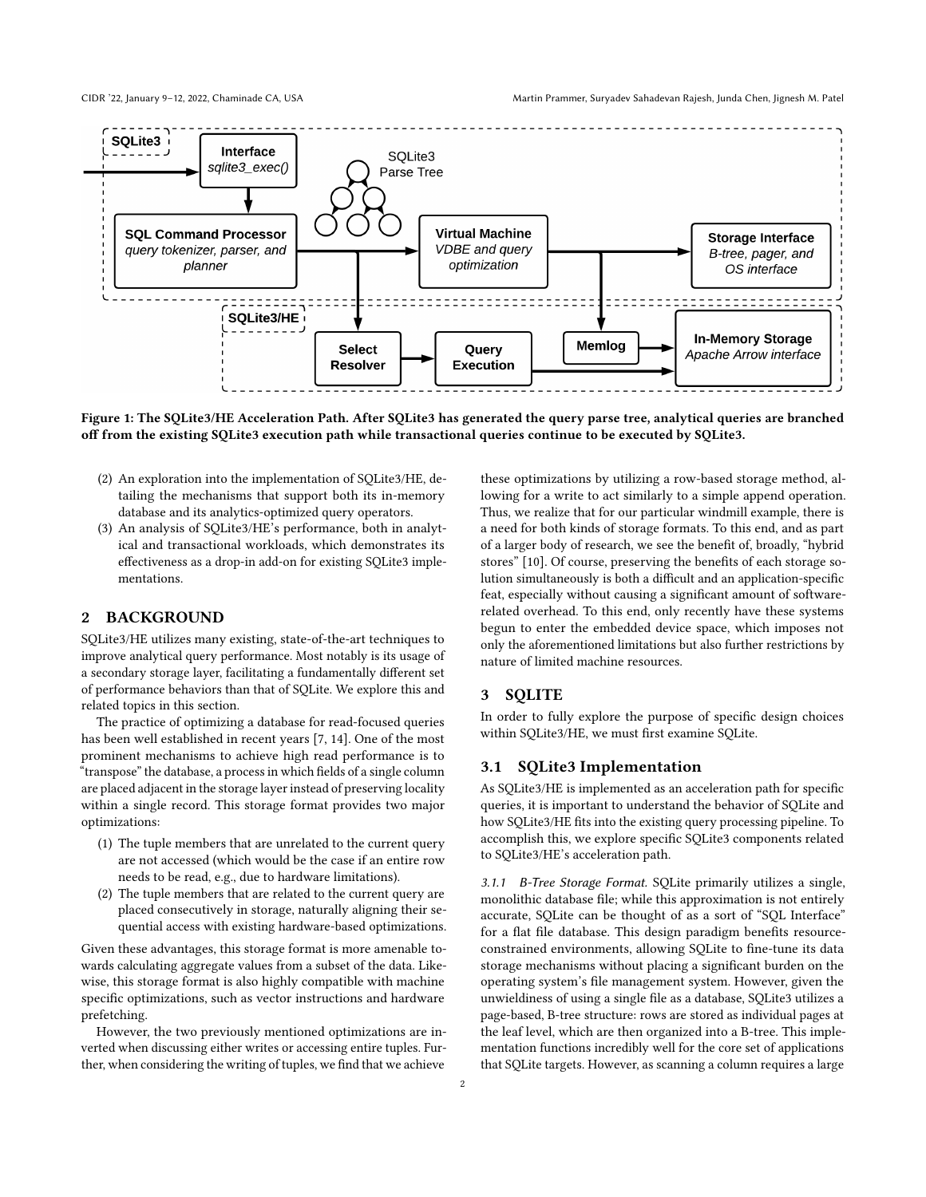Figure 1: The SQLite3/HE Acceleration Path. After SQLite3 has generated the query parse tree, analytical queries are branched off from the existing SQLite3 execution path while transactional queries continue to be executed by SQLite3.

(2) An exploration into the implementation of SQLite3/HE, detailing the mechanisms that support both its in-memory database and its analytics-optimized query operators.
(3) An analysis of SQLite3/HE's performance, both in analytical and transactional workloads, which demonstrates its effectiveness as a drop-in add-on for existing SQLite3 implementations.

## 2 BACKGROUND

SQLite3/HE utilizes many existing, state-of-the-art techniques to improve analytical query performance. Most notably is its usage of a secondary storage layer, facilitating a fundamentally different set of performance behaviors than that of SQLite. We explore this and related topics in this section.

The practice of optimizing a database for read-focused queries has been well established in recent years [7, 14]. One of the most prominent mechanisms to achieve high read performance is to "transpose" the database, a process in which fields of a single column are placed adjacent in the storage layer instead of preserving locality within a single record. This storage format provides two major optimizations:

(1) The tuple members that are unrelated to the current query are not accessed (which would be the case if an entire row needs to be read, e.g., due to hardware limitations).
(2) The tuple members that are related to the current query are placed consecutively in storage, naturally aligning their sequential access with existing hardware-based optimizations.

Given these advantages, this storage format is more amenable towards calculating aggregate values from a subset of the data. Likewise, this storage format is also highly compatible with machine specific optimizations, such as vector instructions and hardware prefetching.

However, the two previously mentioned optimizations are inverted when discussing either writes or accessing entire tuples. Further, when considering the writing of tuples, we find that we achieve these optimizations by utilizing a row-based storage method, allowing for a write to act similarly to a simple append operation. Thus, we realize that for our particular windmill example, there is a need for both kinds of storage formats. To this end, and as part of a larger body of research, we see the benefit of, broadly, "hybrid stores" [10]. Of course, preserving the benefits of each storage solution simultaneously is both a difficult and an application-specific feat, especially without causing a significant amount of software-related overhead. To this end, only recently have these systems begun to enter the embedded device space, which imposes not only the aforementioned limitations but also further restrictions by nature of limited machine resources.

## 3 SQLITE

In order to fully explore the purpose of specific design choices within SQLite3/HE, we must first examine SQLite.

### 3.1 SQLite3 Implementation

As SQLite3/HE is implemented as an acceleration path for specific queries, it is important to understand the behavior of SQLite and how SQLite3/HE fits into the existing query processing pipeline. To accomplish this, we explore specific SQLite3 components related to SQLite3/HE's acceleration path.

*3.1.1 B-Tree Storage Format.* SQLite primarily utilizes a single, monolithic database file; while this approximation is not entirely accurate, SQLite can be thought of as a sort of "SQL Interface" for a flat file database. This design paradigm benefits resource-constrained environments, allowing SQLite to fine-tune its data storage mechanisms without placing a significant burden on the operating system's file management system. However, given the unwieldiness of using a single file as a database, SQLite3 utilizes a page-based, B-tree structure: rows are stored as individual pages at the leaf level, which are then organized into a B-tree. This implementation functions incredibly well for the core set of applications that SQLite targets. However, as scanning a column requires a large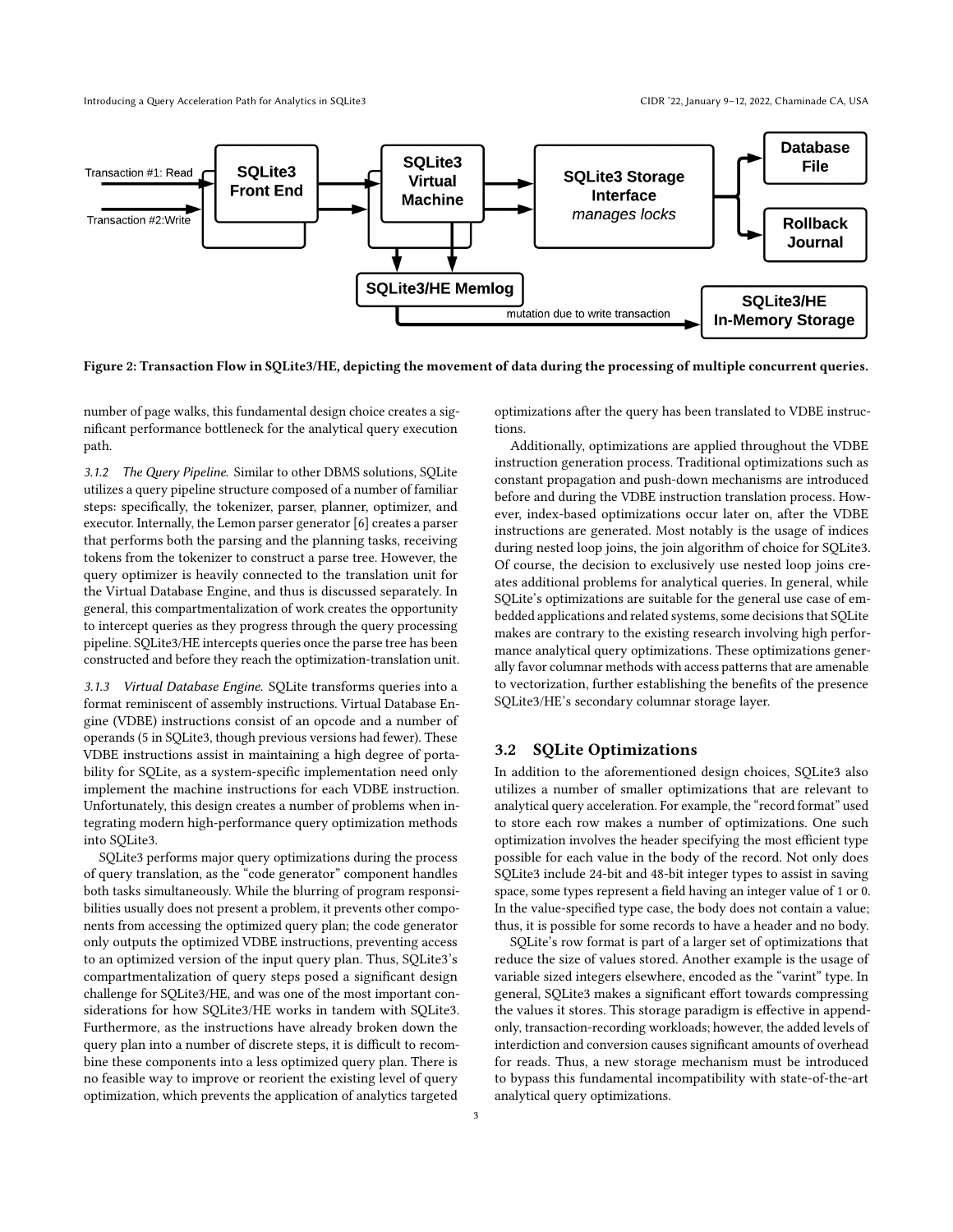Figure 2: Transaction Flow in SQLite3/HE, depicting the movement of data during the processing of multiple concurrent queries.

number of page walks, this fundamental design choice creates a significant performance bottleneck for the analytical query execution path.

*3.1.2 The Query Pipeline.* Similar to other DBMS solutions, SQLite utilizes a query pipeline structure composed of a number of familiar steps: specifically, the tokenizer, parser, planner, optimizer, and executor. Internally, the Lemon parser generator [6] creates a parser that performs both the parsing and the planning tasks, receiving tokens from the tokenizer to construct a parse tree. However, the query optimizer is heavily connected to the translation unit for the Virtual Database Engine, and thus is discussed separately. In general, this compartmentalization of work creates the opportunity to intercept queries as they progress through the query processing pipeline. SQLite3/HE intercepts queries once the parse tree has been constructed and before they reach the optimization-translation unit.

*3.1.3 Virtual Database Engine.* SQLite transforms queries into a format reminiscent of assembly instructions. Virtual Database Engine (VDBE) instructions consist of an opcode and a number of operands (5 in SQLite3, though previous versions had fewer). These VDBE instructions assist in maintaining a high degree of portability for SQLite, as a system-specific implementation need only implement the machine instructions for each VDBE instruction. Unfortunately, this design creates a number of problems when integrating modern high-performance query optimization methods into SQLite3.

SQLite3 performs major query optimizations during the process of query translation, as the "code generator" component handles both tasks simultaneously. While the blurring of program responsibilities usually does not present a problem, it prevents other components from accessing the optimized query plan; the code generator only outputs the optimized VDBE instructions, preventing access to an optimized version of the input query plan. Thus, SQLite3's compartmentalization of query steps posed a significant design challenge for SQLite3/HE, and was one of the most important considerations for how SQLite3/HE works in tandem with SQLite3. Furthermore, as the instructions have already broken down the query plan into a number of discrete steps, it is difficult to recombine these components into a less optimized query plan. There is no feasible way to improve or reorient the existing level of query optimization, which prevents the application of analytics targeted optimizations after the query has been translated to VDBE instructions.

Additionally, optimizations are applied throughout the VDBE instruction generation process. Traditional optimizations such as constant propagation and push-down mechanisms are introduced before and during the VDBE instruction translation process. However, index-based optimizations occur later on, after the VDBE instructions are generated. Most notably is the usage of indices during nested loop joins, the join algorithm of choice for SQLite3. Of course, the decision to exclusively use nested loop joins creates additional problems for analytical queries. In general, while SQLite's optimizations are suitable for the general use case of embedded applications and related systems, some decisions that SQLite makes are contrary to the existing research involving high performance analytical query optimizations. These optimizations generally favor columnar methods with access patterns that are amenable to vectorization, further establishing the benefits of the presence SQLite3/HE's secondary columnar storage layer.

## 3.2 SQLite Optimizations

In addition to the aforementioned design choices, SQLite3 also utilizes a number of smaller optimizations that are relevant to analytical query acceleration. For example, the "record format" used to store each row makes a number of optimizations. One such optimization involves the header specifying the most efficient type possible for each value in the body of the record. Not only does SQLite3 include 24-bit and 48-bit integer types to assist in saving space, some types represent a field having an integer value of 1 or 0. In the value-specified type case, the body does not contain a value; thus, it is possible for some records to have a header and no body.

SQLite's row format is part of a larger set of optimizations that reduce the size of values stored. Another example is the usage of variable sized integers elsewhere, encoded as the "varint" type. In general, SQLite3 makes a significant effort towards compressing the values it stores. This storage paradigm is effective in append-only, transaction-recording workloads; however, the added levels of interdiction and conversion causes significant amounts of overhead for reads. Thus, a new storage mechanism must be introduced to bypass this fundamental incompatibility with state-of-the-art analytical query optimizations.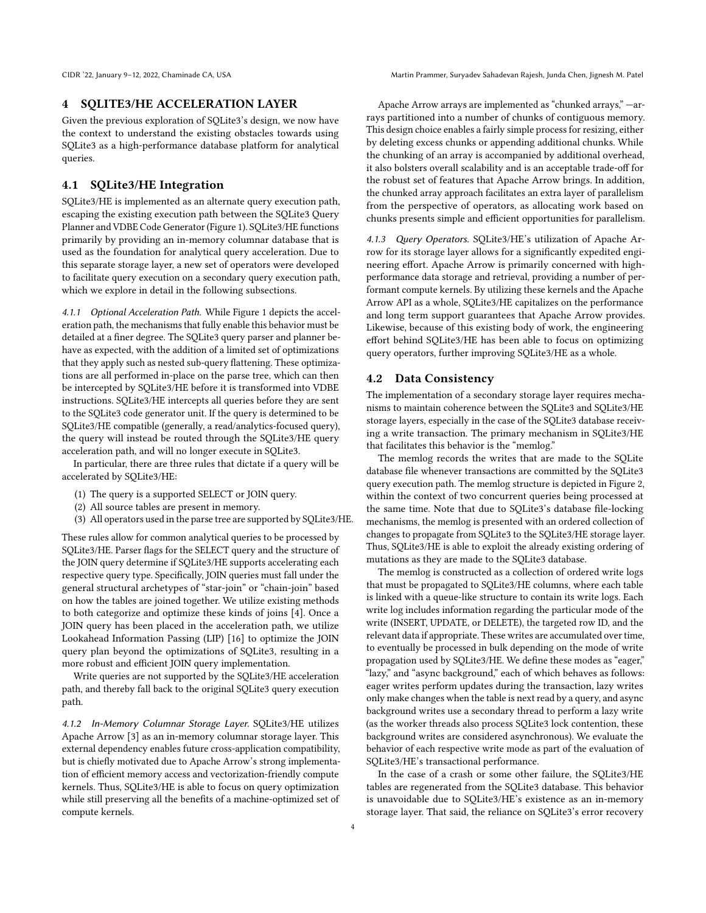## 4 SQLITE3/HE ACCELERATION LAYER

Given the previous exploration of SQLite3's design, we now have the context to understand the existing obstacles towards using SQLite3 as a high-performance database platform for analytical queries.

### 4.1 SQLite3/HE Integration

SQLite3/HE is implemented as an alternate query execution path, escaping the existing execution path between the SQLite3 Query Planner and VDBE Code Generator (Figure 1). SQLite3/HE functions primarily by providing an in-memory columnar database that is used as the foundation for analytical query acceleration. Due to this separate storage layer, a new set of operators were developed to facilitate query execution on a secondary query execution path, which we explore in detail in the following subsections.

*4.1.1 Optional Acceleration Path.* While Figure 1 depicts the acceleration path, the mechanisms that fully enable this behavior must be detailed at a finer degree. The SQLite3 query parser and planner behave as expected, with the addition of a limited set of optimizations that they apply such as nested sub-query flattening. These optimizations are all performed in-place on the parse tree, which can then be intercepted by SQLite3/HE before it is transformed into VDBE instructions. SQLite3/HE intercepts all queries before they are sent to the SQLite3 code generator unit. If the query is determined to be SQLite3/HE compatible (generally, a read/analytics-focused query), the query will instead be routed through the SQLite3/HE query acceleration path, and will no longer execute in SQLite3.

In particular, there are three rules that dictate if a query will be accelerated by SQLite3/HE:

1. The query is a supported SELECT or JOIN query.
2. All source tables are present in memory.
3. All operators used in the parse tree are supported by SQLite3/HE.

These rules allow for common analytical queries to be processed by SQLite3/HE. Parser flags for the SELECT query and the structure of the JOIN query determine if SQLite3/HE supports accelerating each respective query type. Specifically, JOIN queries must fall under the general structural archetypes of "star-join" or "chain-join" based on how the tables are joined together. We utilize existing methods to both categorize and optimize these kinds of joins [4]. Once a JOIN query has been placed in the acceleration path, we utilize Lookahead Information Passing (LIP) [16] to optimize the JOIN query plan beyond the optimizations of SQLite3, resulting in a more robust and efficient JOIN query implementation.

Write queries are not supported by the SQLite3/HE acceleration path, and thereby fall back to the original SQLite3 query execution path.

*4.1.2 In-Memory Columnar Storage Layer.* SQLite3/HE utilizes Apache Arrow [3] as an in-memory columnar storage layer. This external dependency enables future cross-application compatibility, but is chiefly motivated due to Apache Arrow's strong implementation of efficient memory access and vectorization-friendly compute kernels. Thus, SQLite3/HE is able to focus on query optimization while still preserving all the benefits of a machine-optimized set of compute kernels.

Apache Arrow arrays are implemented as "chunked arrays," —arrays partitioned into a number of chunks of contiguous memory. This design choice enables a fairly simple process for resizing, either by deleting excess chunks or appending additional chunks. While the chunking of an array is accompanied by additional overhead, it also bolsters overall scalability and is an acceptable trade-off for the robust set of features that Apache Arrow brings. In addition, the chunked array approach facilitates an extra layer of parallelism from the perspective of operators, as allocating work based on chunks presents simple and efficient opportunities for parallelism.

*4.1.3 Query Operators.* SQLite3/HE's utilization of Apache Arrow for its storage layer allows for a significantly expedited engineering effort. Apache Arrow is primarily concerned with high-performance data storage and retrieval, providing a number of performant compute kernels. By utilizing these kernels and the Apache Arrow API as a whole, SQLite3/HE capitalizes on the performance and long term support guarantees that Apache Arrow provides. Likewise, because of this existing body of work, the engineering effort behind SQLite3/HE has been able to focus on optimizing query operators, further improving SQLite3/HE as a whole.

### 4.2 Data Consistency

The implementation of a secondary storage layer requires mechanisms to maintain coherence between the SQLite3 and SQLite3/HE storage layers, especially in the case of the SQLite3 database receiving a write transaction. The primary mechanism in SQLite3/HE that facilitates this behavior is the "memlog."

The memlog records the writes that are made to the SQLite database file whenever transactions are committed by the SQLite3 query execution path. The memlog structure is depicted in Figure 2, within the context of two concurrent queries being processed at the same time. Note that due to SQLite3's database file-locking mechanisms, the memlog is presented with an ordered collection of changes to propagate from SQLite3 to the SQLite3/HE storage layer. Thus, SQLite3/HE is able to exploit the already existing ordering of mutations as they are made to the SQLite3 database.

The memlog is constructed as a collection of ordered write logs that must be propagated to SQLite3/HE columns, where each table is linked with a queue-like structure to contain its write logs. Each write log includes information regarding the particular mode of the write (INSERT, UPDATE, or DELETE), the targeted row ID, and the relevant data if appropriate. These writes are accumulated over time, to eventually be processed in bulk depending on the mode of write propagation used by SQLite3/HE. We define these modes as "eager," "lazy," and "async background," each of which behaves as follows: eager writes perform updates during the transaction, lazy writes only make changes when the table is next read by a query, and async background writes use a secondary thread to perform a lazy write (as the worker threads also process SQLite3 lock contention, these background writes are considered asynchronous). We evaluate the behavior of each respective write mode as part of the evaluation of SQLite3/HE's transactional performance.

In the case of a crash or some other failure, the SQLite3/HE tables are regenerated from the SQLite3 database. This behavior is unavoidable due to SQLite3/HE's existence as an in-memory storage layer. That said, the reliance on SQLite3's error recovery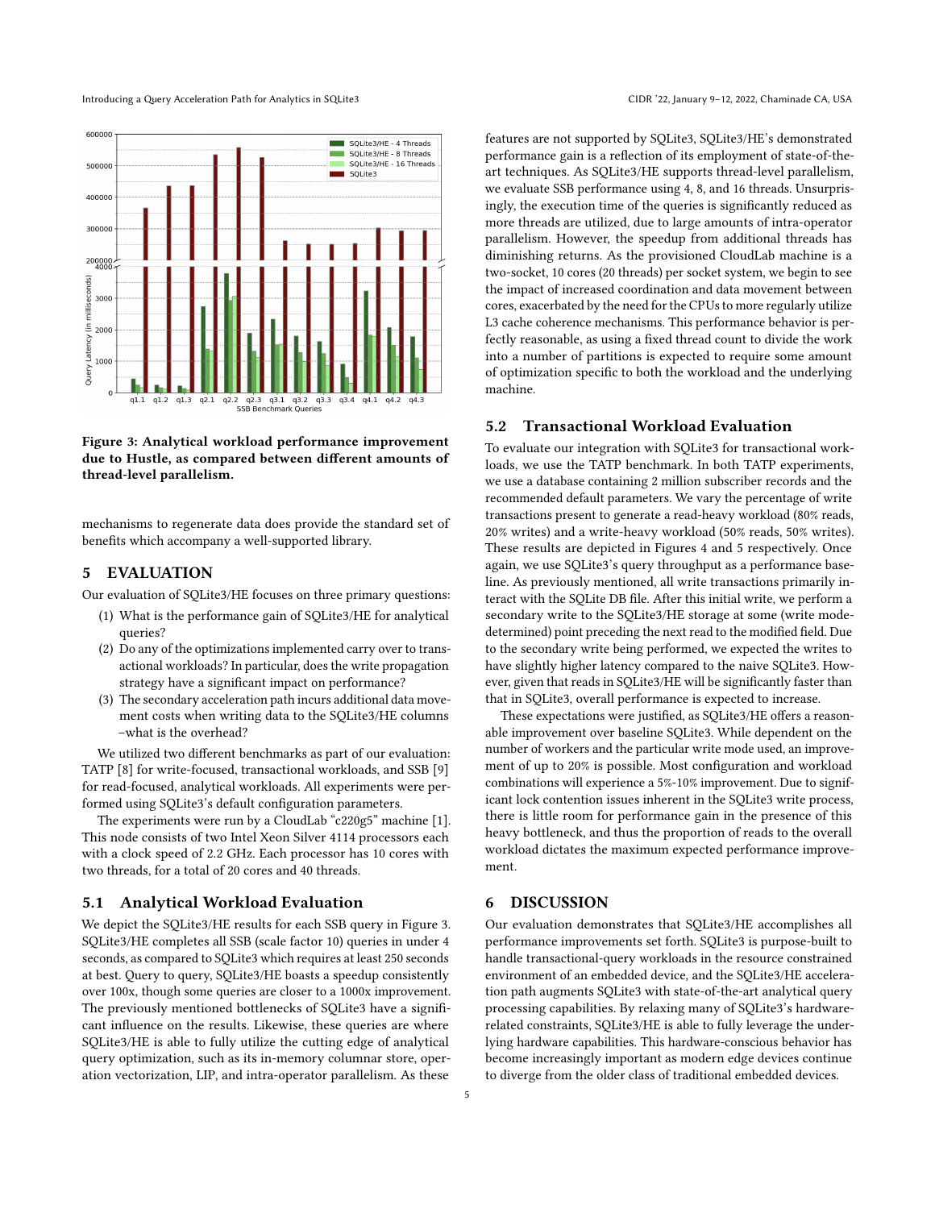Figure 3: Analytical workload performance improvement due to Hustle, as compared between different amounts of thread-level parallelism.

mechanisms to regenerate data does provide the standard set of benefits which accompany a well-supported library.

## 5 EVALUATION

Our evaluation of SQLite3/HE focuses on three primary questions:

1. What is the performance gain of SQLite3/HE for analytical queries?
2. Do any of the optimizations implemented carry over to transactional workloads? In particular, does the write propagation strategy have a significant impact on performance?
3. The secondary acceleration path incurs additional data movement costs when writing data to the SQLite3/HE columns –what is the overhead?

We utilized two different benchmarks as part of our evaluation: TATP [8] for write-focused, transactional workloads, and SSB [9] for read-focused, analytical workloads. All experiments were performed using SQLite3's default configuration parameters.

The experiments were run by a CloudLab "c220g5" machine [1]. This node consists of two Intel Xeon Silver 4114 processors each with a clock speed of 2.2 GHz. Each processor has 10 cores with two threads, for a total of 20 cores and 40 threads.

### 5.1 Analytical Workload Evaluation

We depict the SQLite3/HE results for each SSB query in Figure 3. SQLite3/HE completes all SSB (scale factor 10) queries in under 4 seconds, as compared to SQLite3 which requires at least 250 seconds at best. Query to query, SQLite3/HE boasts a speedup consistently over 100x, though some queries are closer to a 1000x improvement. The previously mentioned bottlenecks of SQLite3 have a significant influence on the results. Likewise, these queries are where SQLite3/HE is able to fully utilize the cutting edge of analytical query optimization, such as its in-memory columnar store, operation vectorization, LIP, and intra-operator parallelism. As these features are not supported by SQLite3, SQLite3/HE's demonstrated performance gain is a reflection of its employment of state-of-the-art techniques. As SQLite3/HE supports thread-level parallelism, we evaluate SSB performance using 4, 8, and 16 threads. Unsurprisingly, the execution time of the queries is significantly reduced as more threads are utilized, due to large amounts of intra-operator parallelism. However, the speedup from additional threads has diminishing returns. As the provisioned CloudLab machine is a two-socket, 10 cores (20 threads) per socket system, we begin to see the impact of increased coordination and data movement between cores, exacerbated by the need for the CPUs to more regularly utilize L3 cache coherence mechanisms. This performance behavior is perfectly reasonable, as using a fixed thread count to divide the work into a number of partitions is expected to require some amount of optimization specific to both the workload and the underlying machine.

### 5.2 Transactional Workload Evaluation

To evaluate our integration with SQLite3 for transactional workloads, we use the TATP benchmark. In both TATP experiments, we use a database containing 2 million subscriber records and the recommended default parameters. We vary the percentage of write transactions present to generate a read-heavy workload (80% reads, 20% writes) and a write-heavy workload (50% reads, 50% writes). These results are depicted in Figures 4 and 5 respectively. Once again, we use SQLite3's query throughput as a performance baseline. As previously mentioned, all write transactions primarily interact with the SQLite DB file. After this initial write, we perform a secondary write to the SQLite3/HE storage at some (write mode-determined) point preceding the next read to the modified field. Due to the secondary write being performed, we expected the writes to have slightly higher latency compared to the naive SQLite3. However, given that reads in SQLite3/HE will be significantly faster than that in SQLite3, overall performance is expected to increase.

These expectations were justified, as SQLite3/HE offers a reasonable improvement over baseline SQLite3. While dependent on the number of workers and the particular write mode used, an improvement of up to 20% is possible. Most configuration and workload combinations will experience a 5%-10% improvement. Due to significant lock contention issues inherent in the SQLite3 write process, there is little room for performance gain in the presence of this heavy bottleneck, and thus the proportion of reads to the overall workload dictates the maximum expected performance improvement.

## 6 DISCUSSION

Our evaluation demonstrates that SQLite3/HE accomplishes all performance improvements set forth. SQLite3 is purpose-built to handle transactional-query workloads in the resource constrained environment of an embedded device, and the SQLite3/HE acceleration path augments SQLite3 with state-of-the-art analytical query processing capabilities. By relaxing many of SQLite3's hardware-related constraints, SQLite3/HE is able to fully leverage the underlying hardware capabilities. This hardware-conscious behavior has become increasingly important as modern edge devices continue to diverge from the older class of traditional embedded devices.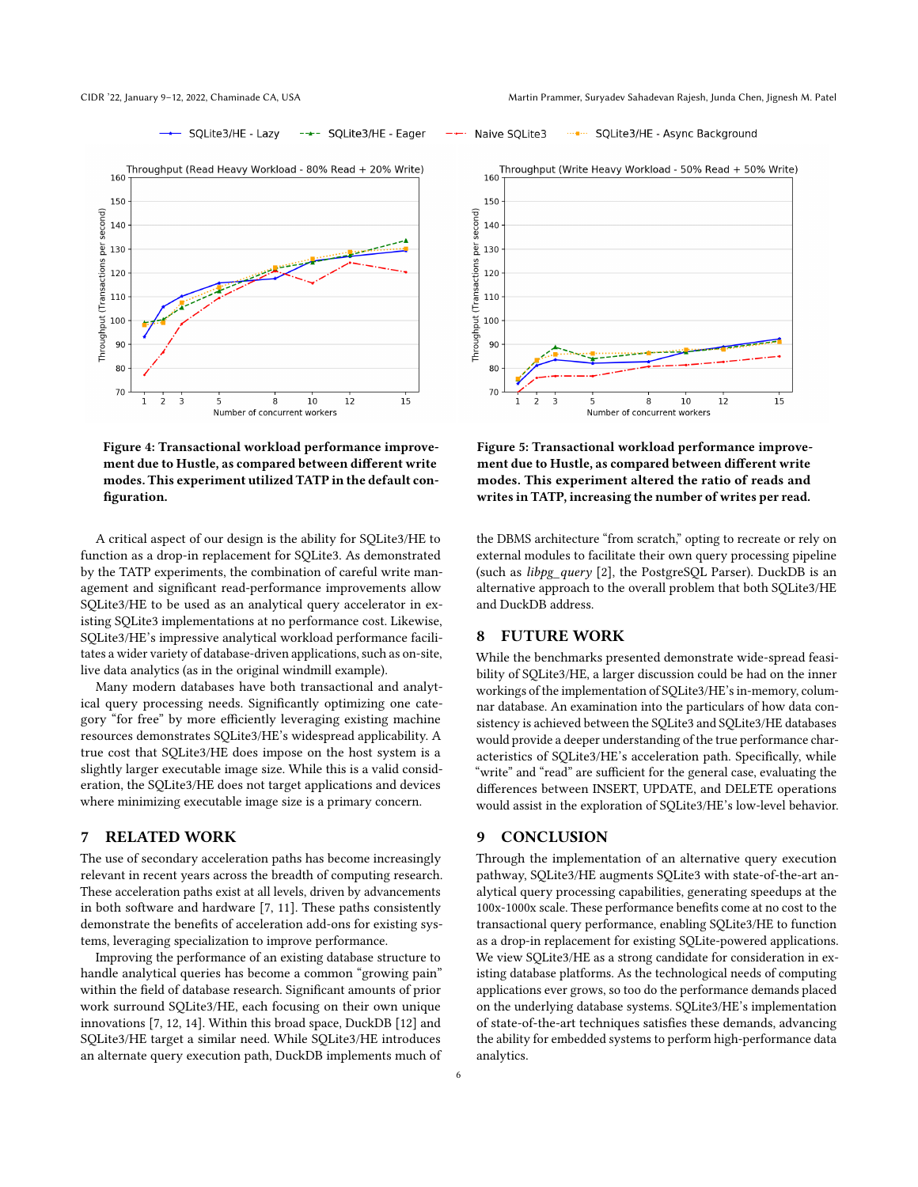Figure 4: Transactional workload performance improvement due to Hustle, as compared between different write modes. This experiment utilized TATP in the default configuration.

Figure 5: Transactional workload performance improvement due to Hustle, as compared between different write modes. This experiment altered the ratio of reads and writes in TATP, increasing the number of writes per read.

A critical aspect of our design is the ability for SQLite3/HE to function as a drop-in replacement for SQLite3. As demonstrated by the TATP experiments, the combination of careful write management and significant read-performance improvements allow SQLite3/HE to be used as an analytical query accelerator in existing SQLite3 implementations at no performance cost. Likewise, SQLite3/HE's impressive analytical workload performance facilitates a wider variety of database-driven applications, such as on-site, live data analytics (as in the original windmill example).

Many modern databases have both transactional and analytical query processing needs. Significantly optimizing one category "for free" by more efficiently leveraging existing machine resources demonstrates SQLite3/HE's widespread applicability. A true cost that SQLite3/HE does impose on the host system is a slightly larger executable image size. While this is a valid consideration, the SQLite3/HE does not target applications and devices where minimizing executable image size is a primary concern.

## 7 RELATED WORK

The use of secondary acceleration paths has become increasingly relevant in recent years across the breadth of computing research. These acceleration paths exist at all levels, driven by advancements in both software and hardware [7, 11]. These paths consistently demonstrate the benefits of acceleration add-ons for existing systems, leveraging specialization to improve performance.

Improving the performance of an existing database structure to handle analytical queries has become a common "growing pain" within the field of database research. Significant amounts of prior work surround SQLite3/HE, each focusing on their own unique innovations [7, 12, 14]. Within this broad space, DuckDB [12] and SQLite3/HE target a similar need. While SQLite3/HE introduces an alternate query execution path, DuckDB implements much of the DBMS architecture "from scratch," opting to recreate or rely on external modules to facilitate their own query processing pipeline (such as *libpg_query* [2], the PostgreSQL Parser). DuckDB is an alternative approach to the overall problem that both SQLite3/HE and DuckDB address.

## 8 FUTURE WORK

While the benchmarks presented demonstrate wide-spread feasibility of SQLite3/HE, a larger discussion could be had on the inner workings of the implementation of SQLite3/HE's in-memory, columnar database. An examination into the particulars of how data consistency is achieved between the SQLite3 and SQLite3/HE databases would provide a deeper understanding of the true performance characteristics of SQLite3/HE's acceleration path. Specifically, while "write" and "read" are sufficient for the general case, evaluating the differences between INSERT, UPDATE, and DELETE operations would assist in the exploration of SQLite3/HE's low-level behavior.

## 9 CONCLUSION

Through the implementation of an alternative query execution pathway, SQLite3/HE augments SQLite3 with state-of-the-art analytical query processing capabilities, generating speedups at the 100x-1000x scale. These performance benefits come at no cost to the transactional query performance, enabling SQLite3/HE to function as a drop-in replacement for existing SQLite-powered applications. We view SQLite3/HE as a strong candidate for consideration in existing database platforms. As the technological needs of computing applications ever grows, so too do the performance demands placed on the underlying database systems. SQLite3/HE's implementation of state-of-the-art techniques satisfies these demands, advancing the ability for embedded systems to perform high-performance data analytics.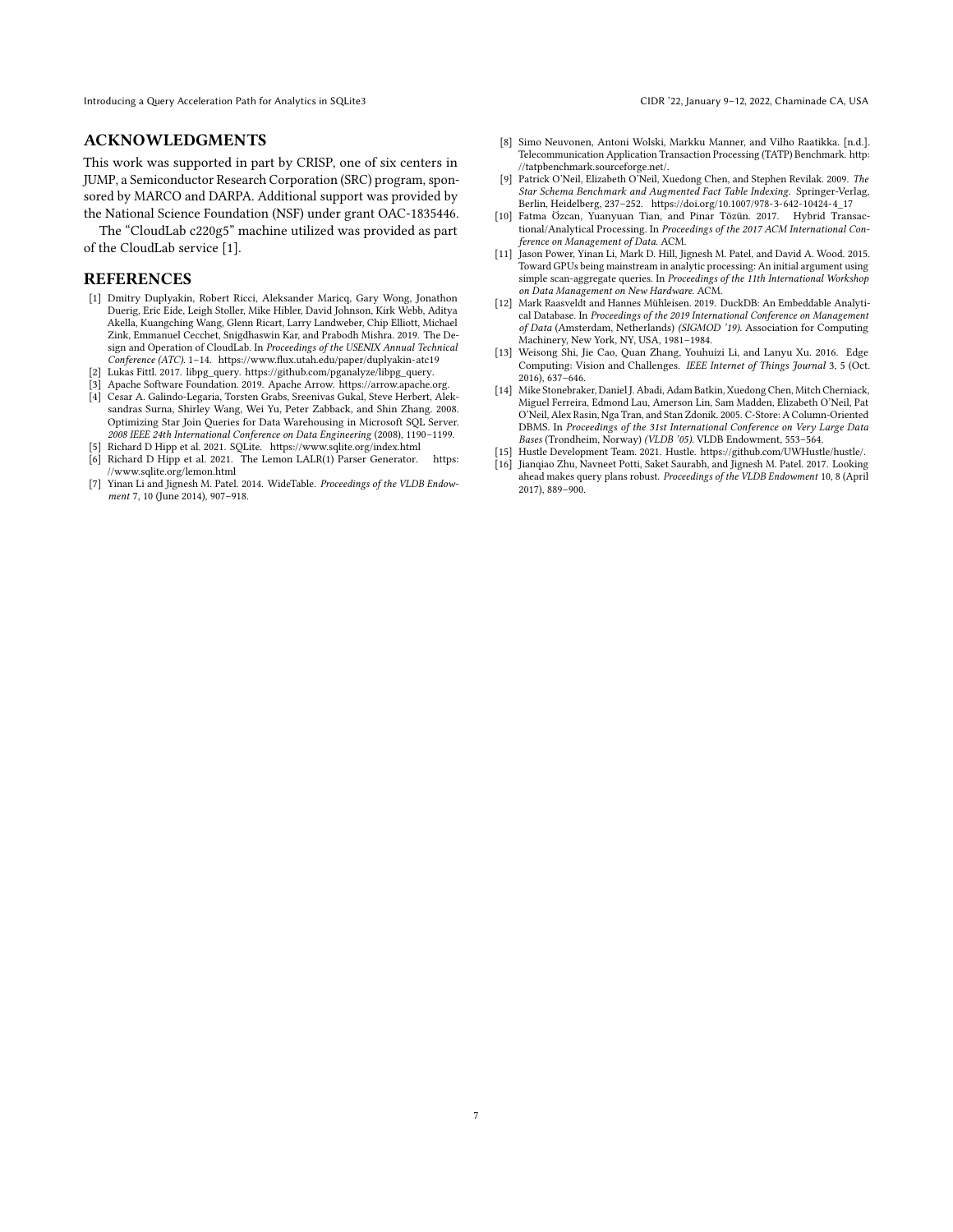## ACKNOWLEDGMENTS

This work was supported in part by CRISP, one of six centers in JUMP, a Semiconductor Research Corporation (SRC) program, sponsored by MARCO and DARPA. Additional support was provided by the National Science Foundation (NSF) under grant OAC-1835446.

The "CloudLab c220g5" machine utilized was provided as part of the CloudLab service [1].

## REFERENCES

[1] Dmitry Duplyakin, Robert Ricci, Aleksander Maricq, Gary Wong, Jonathon Duerig, Eric Eide, Leigh Stoller, Mike Hibler, David Johnson, Kirk Webb, Aditya Akella, Kuangching Wang, Glenn Ricart, Larry Landweber, Chip Elliott, Michael Zink, Emmanuel Cecchet, Snigdhaswin Kar, and Prabodh Mishra. 2019. The Design and Operation of CloudLab. In *Proceedings of the USENIX Annual Technical Conference (ATC)*. 1–14. https://www.flux.utah.edu/paper/duplyakin-atc19

[2] Lukas Fittl. 2017. libpg_query. https://github.com/pganalyze/libpg_query.

[3] Apache Software Foundation. 2019. Apache Arrow. https://arrow.apache.org.

[4] Cesar A. Galindo-Legaria, Torsten Grabs, Sreenivas Gukal, Steve Herbert, Aleksandras Surna, Shirley Wang, Wei Yu, Peter Zabback, and Shin Zhang. 2008. Optimizing Star Join Queries for Data Warehousing in Microsoft SQL Server. *2008 IEEE 24th International Conference on Data Engineering* (2008), 1190–1199.

[5] Richard D Hipp et al. 2021. SQLite. https://www.sqlite.org/index.html

[6] Richard D Hipp et al. 2021. The Lemon LALR(1) Parser Generator. https://www.sqlite.org/lemon.html

[7] Yinan Li and Jignesh M. Patel. 2014. WideTable. *Proceedings of the VLDB Endowment* 7, 10 (June 2014), 907–918.

[8] Simo Neuvonen, Antoni Wolski, Markku Manner, and Vilho Raatikka. [n.d.]. Telecommunication Application Transaction Processing (TATP) Benchmark. http://tatpbenchmark.sourceforge.net/.

[9] Patrick O'Neil, Elizabeth O'Neil, Xuedong Chen, and Stephen Revilak. 2009. *The Star Schema Benchmark and Augmented Fact Table Indexing*. Springer-Verlag, Berlin, Heidelberg, 237–252. https://doi.org/10.1007/978-3-642-10424-4_17

[10] Fatma Özcan, Yuanyuan Tian, and Pinar Tözün. 2017. Hybrid Transactional/Analytical Processing. In *Proceedings of the 2017 ACM International Conference on Management of Data*. ACM.

[11] Jason Power, Yinan Li, Mark D. Hill, Jignesh M. Patel, and David A. Wood. 2015. Toward GPUs being mainstream in analytic processing: An initial argument using simple scan-aggregate queries. In *Proceedings of the 11th International Workshop on Data Management on New Hardware*. ACM.

[12] Mark Raasveldt and Hannes Mühleisen. 2019. DuckDB: An Embeddable Analytical Database. In *Proceedings of the 2019 International Conference on Management of Data* (Amsterdam, Netherlands) *(SIGMOD '19)*. Association for Computing Machinery, New York, NY, USA, 1981–1984.

[13] Weisong Shi, Jie Cao, Quan Zhang, Youhuizi Li, and Lanyu Xu. 2016. Edge Computing: Vision and Challenges. *IEEE Internet of Things Journal* 3, 5 (Oct. 2016), 637–646.

[14] Mike Stonebraker, Daniel J. Abadi, Adam Batkin, Xuedong Chen, Mitch Cherniack, Miguel Ferreira, Edmond Lau, Amerson Lin, Sam Madden, Elizabeth O'Neil, Pat O'Neil, Alex Rasin, Nga Tran, and Stan Zdonik. 2005. C-Store: A Column-Oriented DBMS. In *Proceedings of the 31st International Conference on Very Large Data Bases* (Trondheim, Norway) *(VLDB '05)*. VLDB Endowment, 553–564.

[15] Hustle Development Team. 2021. Hustle. https://github.com/UWHustle/hustle/.

[16] Jianqiao Zhu, Navneet Potti, Saket Saurabh, and Jignesh M. Patel. 2017. Looking ahead makes query plans robust. *Proceedings of the VLDB Endowment* 10, 8 (April 2017), 889–900.